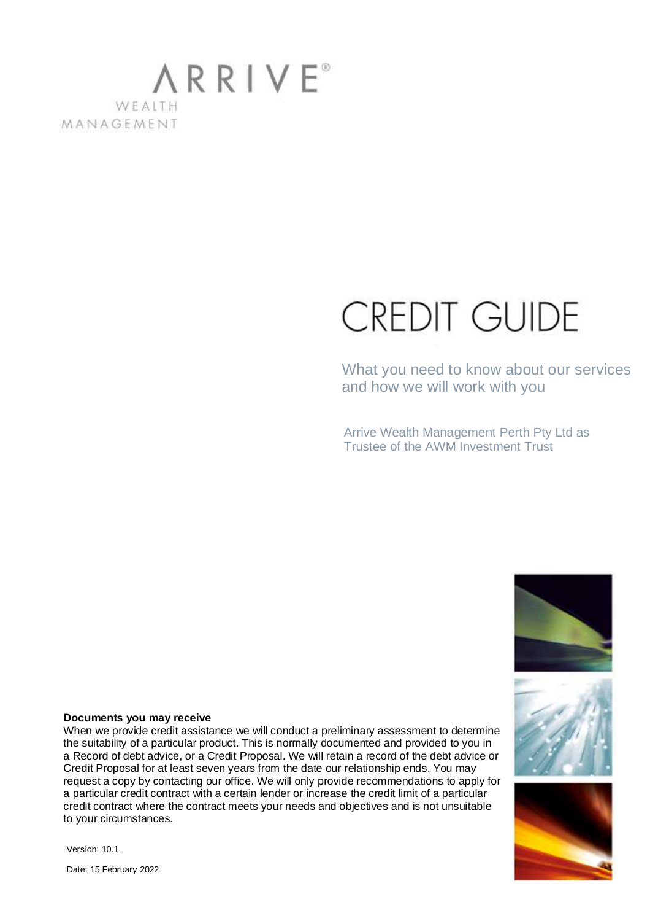ARRIVE®
WEALTH
MANAGEMENT

# CREDIT GUIDE

What you need to know about our services and how we will work with you

Arrive Wealth Management Perth Pty Ltd as Trustee of the AWM Investment Trust

**Documents you may receive**

When we provide credit assistance we will conduct a preliminary assessment to determine the suitability of a particular product. This is normally documented and provided to you in a Record of debt advice, or a Credit Proposal. We will retain a record of the debt advice or Credit Proposal for at least seven years from the date our relationship ends. You may request a copy by contacting our office. We will only provide recommendations to apply for a particular credit contract with a certain lender or increase the credit limit of a particular credit contract where the contract meets your needs and objectives and is not unsuitable to your circumstances.

Version: 10.1

Date: 15 February 2022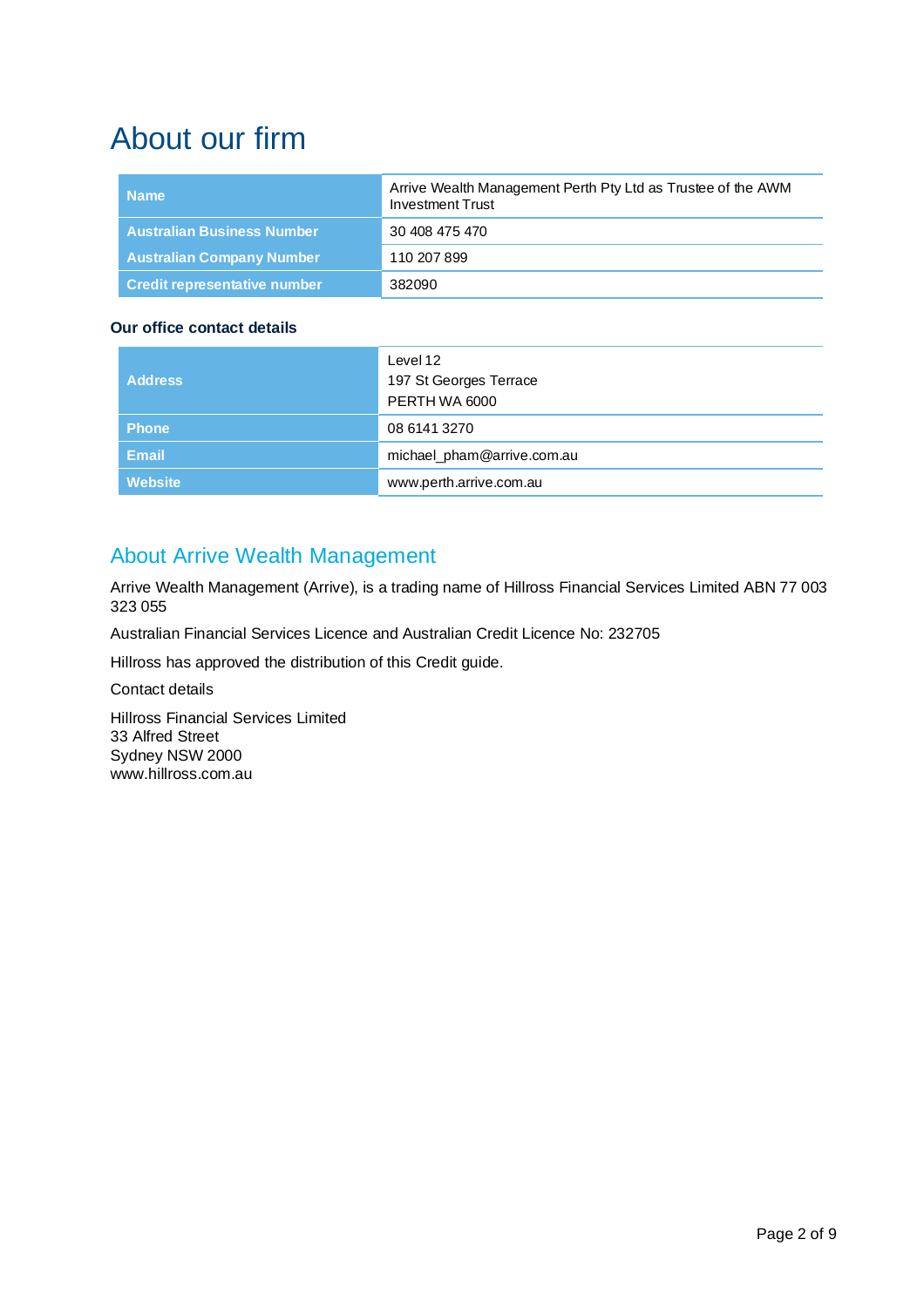# About our firm

| | |
|---|---|
| **Name** | Arrive Wealth Management Perth Pty Ltd as Trustee of the AWM Investment Trust |
| **Australian Business Number** | 30 408 475 470 |
| **Australian Company Number** | 110 207 899 |
| **Credit representative number** | 382090 |

### Our office contact details

| | |
|---|---|
| **Address** | Level 12<br>197 St Georges Terrace<br>PERTH WA 6000 |
| **Phone** | 08 6141 3270 |
| **Email** | michael_pham@arrive.com.au |
| **Website** | www.perth.arrive.com.au |

## About Arrive Wealth Management

Arrive Wealth Management (Arrive), is a trading name of Hillross Financial Services Limited ABN 77 003 323 055

Australian Financial Services Licence and Australian Credit Licence No: 232705

Hillross has approved the distribution of this Credit guide.

Contact details

Hillross Financial Services Limited
33 Alfred Street
Sydney NSW 2000
www.hillross.com.au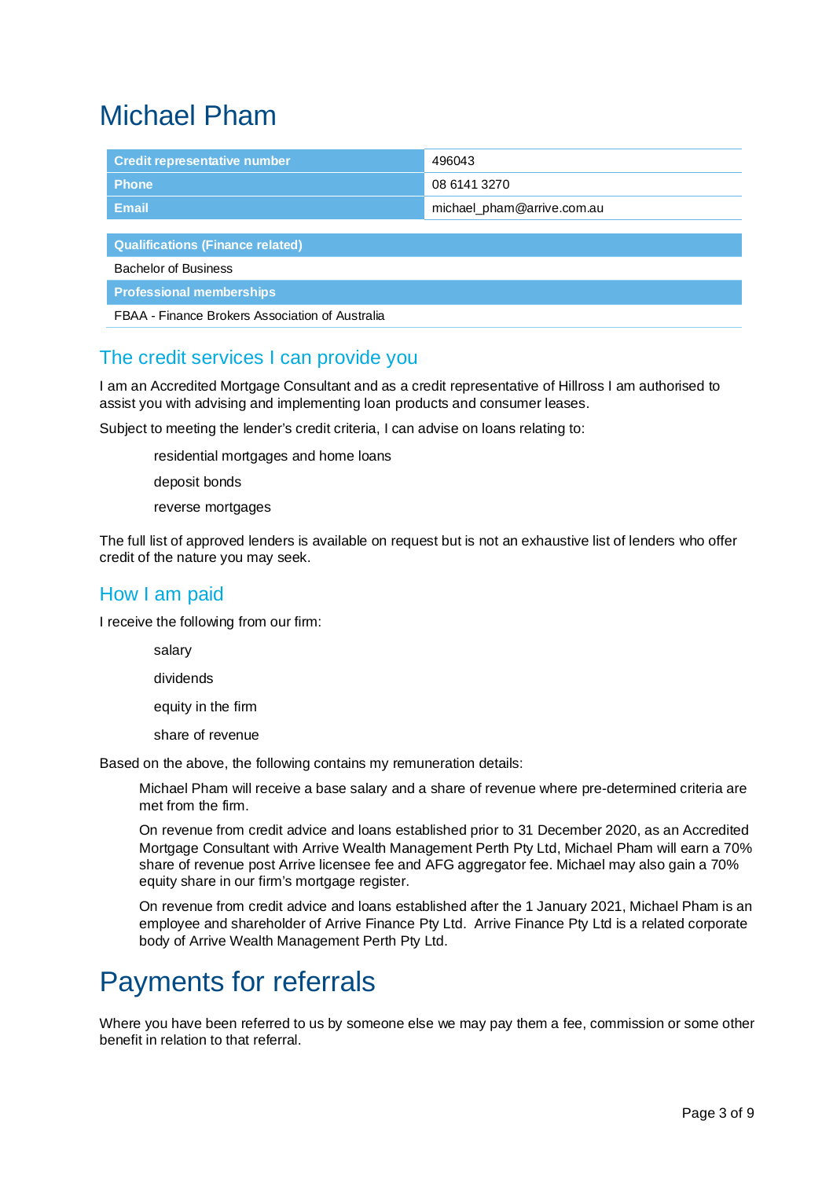# Michael Pham

| Credit representative number | 496043 |
| --- | --- |
| Phone | 08 6141 3270 |
| Email | michael_pham@arrive.com.au |

| Qualifications (Finance related) |
| --- |
| Bachelor of Business |
| **Professional memberships** |
| FBAA - Finance Brokers Association of Australia |

## The credit services I can provide you

I am an Accredited Mortgage Consultant and as a credit representative of Hillross I am authorised to assist you with advising and implementing loan products and consumer leases.

Subject to meeting the lender's credit criteria, I can advise on loans relating to:

- residential mortgages and home loans
- deposit bonds
- reverse mortgages

The full list of approved lenders is available on request but is not an exhaustive list of lenders who offer credit of the nature you may seek.

## How I am paid

I receive the following from our firm:

- salary
- dividends
- equity in the firm
- share of revenue

Based on the above, the following contains my remuneration details:

> Michael Pham will receive a base salary and a share of revenue where pre-determined criteria are met from the firm.
>
> On revenue from credit advice and loans established prior to 31 December 2020, as an Accredited Mortgage Consultant with Arrive Wealth Management Perth Pty Ltd, Michael Pham will earn a 70% share of revenue post Arrive licensee fee and AFG aggregator fee. Michael may also gain a 70% equity share in our firm's mortgage register.
>
> On revenue from credit advice and loans established after the 1 January 2021, Michael Pham is an employee and shareholder of Arrive Finance Pty Ltd. Arrive Finance Pty Ltd is a related corporate body of Arrive Wealth Management Perth Pty Ltd.

# Payments for referrals

Where you have been referred to us by someone else we may pay them a fee, commission or some other benefit in relation to that referral.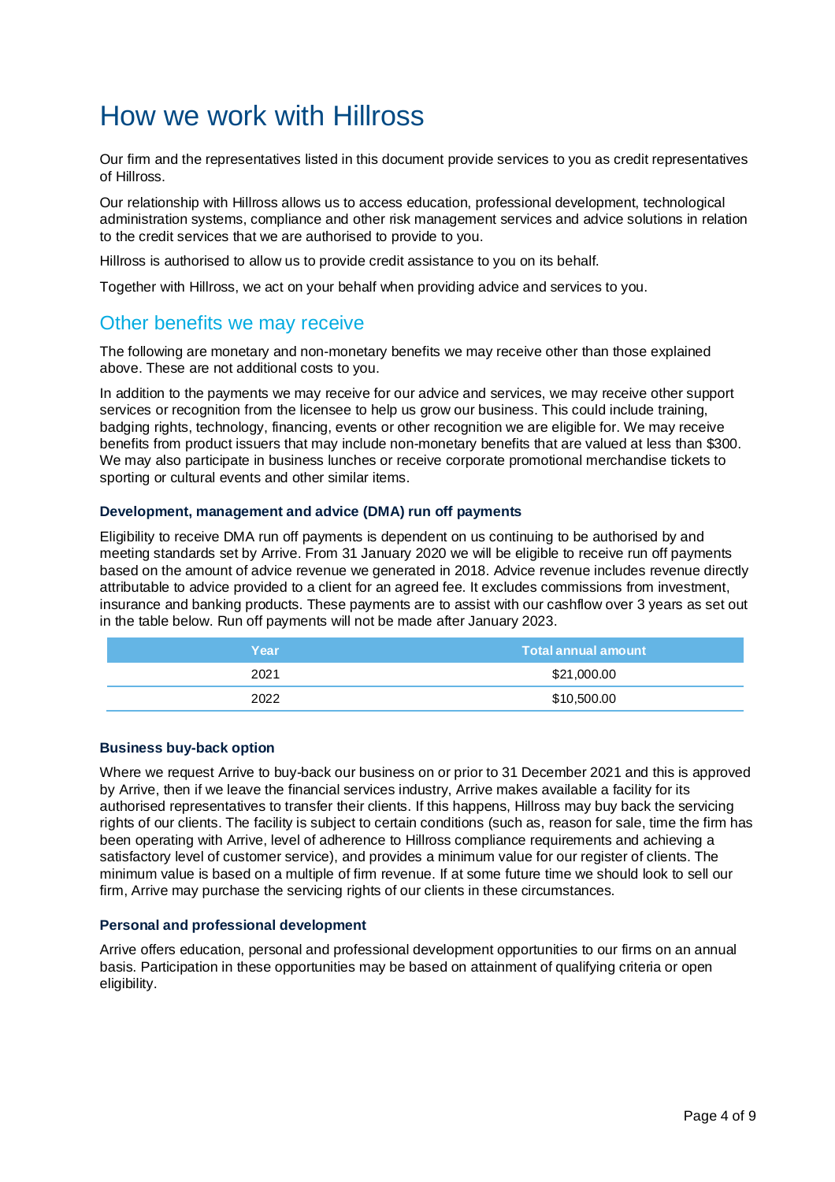# How we work with Hillross

Our firm and the representatives listed in this document provide services to you as credit representatives of Hillross.

Our relationship with Hillross allows us to access education, professional development, technological administration systems, compliance and other risk management services and advice solutions in relation to the credit services that we are authorised to provide to you.

Hillross is authorised to allow us to provide credit assistance to you on its behalf.

Together with Hillross, we act on your behalf when providing advice and services to you.

## Other benefits we may receive

The following are monetary and non-monetary benefits we may receive other than those explained above. These are not additional costs to you.

In addition to the payments we may receive for our advice and services, we may receive other support services or recognition from the licensee to help us grow our business. This could include training, badging rights, technology, financing, events or other recognition we are eligible for. We may receive benefits from product issuers that may include non-monetary benefits that are valued at less than $300. We may also participate in business lunches or receive corporate promotional merchandise tickets to sporting or cultural events and other similar items.

### Development, management and advice (DMA) run off payments

Eligibility to receive DMA run off payments is dependent on us continuing to be authorised by and meeting standards set by Arrive. From 31 January 2020 we will be eligible to receive run off payments based on the amount of advice revenue we generated in 2018. Advice revenue includes revenue directly attributable to advice provided to a client for an agreed fee. It excludes commissions from investment, insurance and banking products. These payments are to assist with our cashflow over 3 years as set out in the table below. Run off payments will not be made after January 2023.

| Year | Total annual amount |
|---|---|
| 2021 | $21,000.00 |
| 2022 | $10,500.00 |

### Business buy-back option

Where we request Arrive to buy-back our business on or prior to 31 December 2021 and this is approved by Arrive, then if we leave the financial services industry, Arrive makes available a facility for its authorised representatives to transfer their clients. If this happens, Hillross may buy back the servicing rights of our clients. The facility is subject to certain conditions (such as, reason for sale, time the firm has been operating with Arrive, level of adherence to Hillross compliance requirements and achieving a satisfactory level of customer service), and provides a minimum value for our register of clients. The minimum value is based on a multiple of firm revenue. If at some future time we should look to sell our firm, Arrive may purchase the servicing rights of our clients in these circumstances.

### Personal and professional development

Arrive offers education, personal and professional development opportunities to our firms on an annual basis. Participation in these opportunities may be based on attainment of qualifying criteria or open eligibility.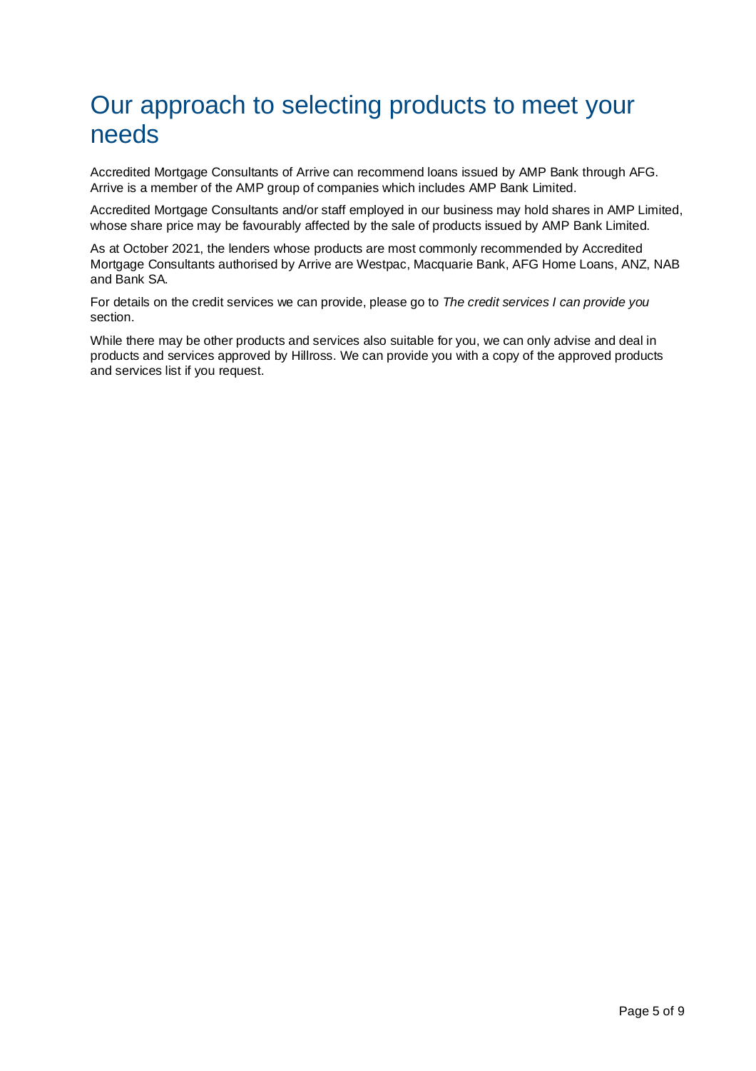# Our approach to selecting products to meet your needs

Accredited Mortgage Consultants of Arrive can recommend loans issued by AMP Bank through AFG. Arrive is a member of the AMP group of companies which includes AMP Bank Limited.

Accredited Mortgage Consultants and/or staff employed in our business may hold shares in AMP Limited, whose share price may be favourably affected by the sale of products issued by AMP Bank Limited.

As at October 2021, the lenders whose products are most commonly recommended by Accredited Mortgage Consultants authorised by Arrive are Westpac, Macquarie Bank, AFG Home Loans, ANZ, NAB and Bank SA.

For details on the credit services we can provide, please go to *The credit services I can provide you* section.

While there may be other products and services also suitable for you, we can only advise and deal in products and services approved by Hillross. We can provide you with a copy of the approved products and services list if you request.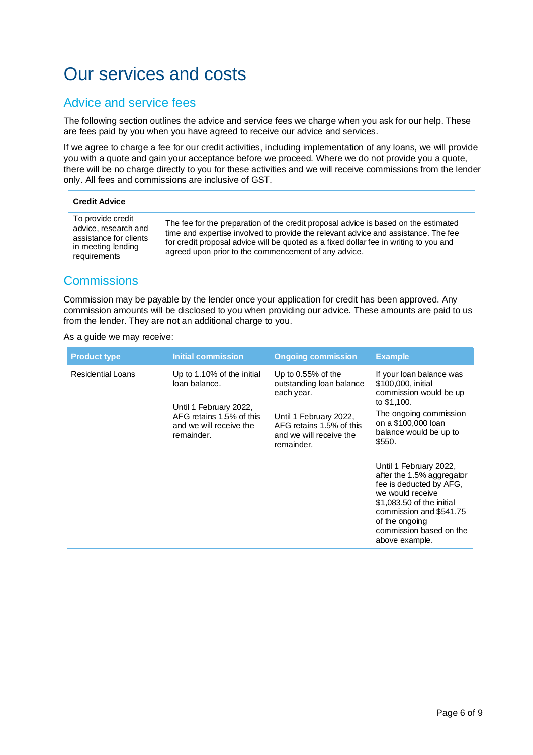# Our services and costs

## Advice and service fees

The following section outlines the advice and service fees we charge when you ask for our help. These are fees paid by you when you have agreed to receive our advice and services.

If we agree to charge a fee for our credit activities, including implementation of any loans, we will provide you with a quote and gain your acceptance before we proceed. Where we do not provide you a quote, there will be no charge directly to you for these activities and we will receive commissions from the lender only. All fees and commissions are inclusive of GST.

| **Credit Advice** | |
|---|---|
| To provide credit advice, research and assistance for clients in meeting lending requirements | The fee for the preparation of the credit proposal advice is based on the estimated time and expertise involved to provide the relevant advice and assistance. The fee for credit proposal advice will be quoted as a fixed dollar fee in writing to you and agreed upon prior to the commencement of any advice. |

## Commissions

Commission may be payable by the lender once your application for credit has been approved. Any commission amounts will be disclosed to you when providing our advice. These amounts are paid to us from the lender. They are not an additional charge to you.

As a guide we may receive:

| Product type | Initial commission | Ongoing commission | Example |
|---|---|---|---|
| Residential Loans | Up to 1.10% of the initial loan balance.<br><br>Until 1 February 2022, AFG retains 1.5% of this and we will receive the remainder. | Up to 0.55% of the outstanding loan balance each year.<br><br>Until 1 February 2022, AFG retains 1.5% of this and we will receive the remainder. | If your loan balance was $100,000, initial commission would be up to $1,100.<br><br>The ongoing commission on a $100,000 loan balance would be up to $550.<br><br>Until 1 February 2022, after the 1.5% aggregator fee is deducted by AFG, we would receive $1,083.50 of the initial commission and $541.75 of the ongoing commission based on the above example. |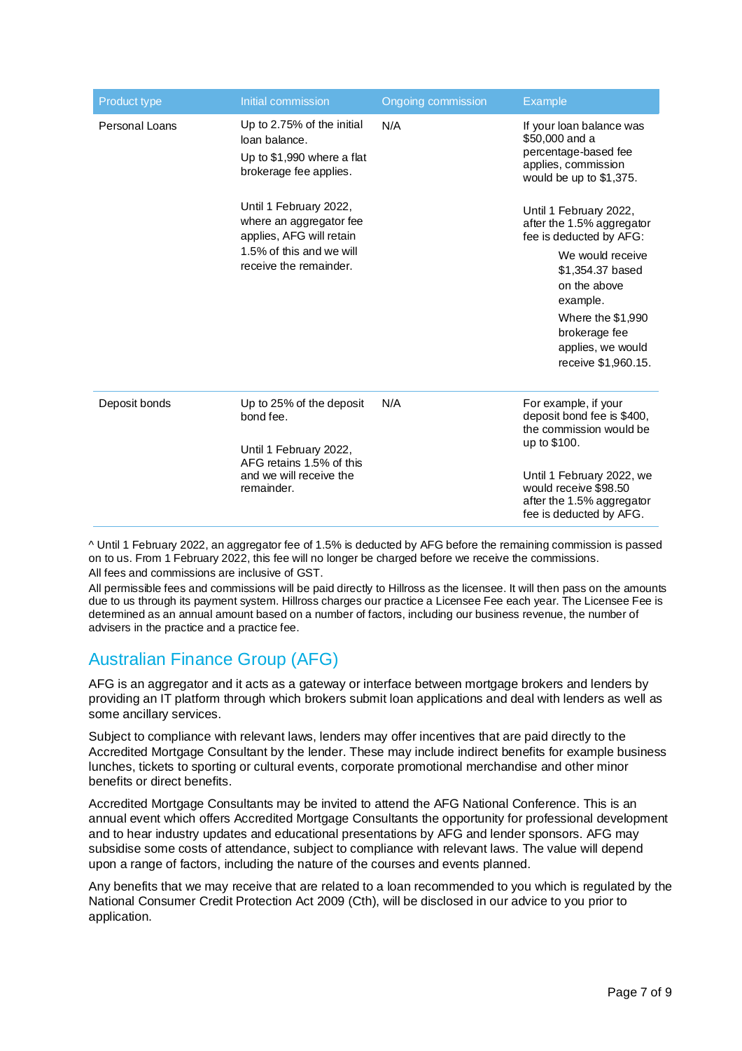| Product type | Initial commission | Ongoing commission | Example |
|---|---|---|---|
| Personal Loans | Up to 2.75% of the initial loan balance. Up to $1,990 where a flat brokerage fee applies. Until 1 February 2022, where an aggregator fee applies, AFG will retain 1.5% of this and we will receive the remainder. | N/A | If your loan balance was $50,000 and a percentage-based fee applies, commission would be up to $1,375. Until 1 February 2022, after the 1.5% aggregator fee is deducted by AFG: We would receive $1,354.37 based on the above example. Where the $1,990 brokerage fee applies, we would receive $1,960.15. |
| Deposit bonds | Up to 25% of the deposit bond fee. Until 1 February 2022, AFG retains 1.5% of this and we will receive the remainder. | N/A | For example, if your deposit bond fee is $400, the commission would be up to $100. Until 1 February 2022, we would receive $98.50 after the 1.5% aggregator fee is deducted by AFG. |

^ Until 1 February 2022, an aggregator fee of 1.5% is deducted by AFG before the remaining commission is passed on to us. From 1 February 2022, this fee will no longer be charged before we receive the commissions.

All fees and commissions are inclusive of GST.

All permissible fees and commissions will be paid directly to Hillross as the licensee. It will then pass on the amounts due to us through its payment system. Hillross charges our practice a Licensee Fee each year. The Licensee Fee is determined as an annual amount based on a number of factors, including our business revenue, the number of advisers in the practice and a practice fee.

## Australian Finance Group (AFG)

AFG is an aggregator and it acts as a gateway or interface between mortgage brokers and lenders by providing an IT platform through which brokers submit loan applications and deal with lenders as well as some ancillary services.

Subject to compliance with relevant laws, lenders may offer incentives that are paid directly to the Accredited Mortgage Consultant by the lender. These may include indirect benefits for example business lunches, tickets to sporting or cultural events, corporate promotional merchandise and other minor benefits or direct benefits.

Accredited Mortgage Consultants may be invited to attend the AFG National Conference. This is an annual event which offers Accredited Mortgage Consultants the opportunity for professional development and to hear industry updates and educational presentations by AFG and lender sponsors. AFG may subsidise some costs of attendance, subject to compliance with relevant laws. The value will depend upon a range of factors, including the nature of the courses and events planned.

Any benefits that we may receive that are related to a loan recommended to you which is regulated by the National Consumer Credit Protection Act 2009 (Cth), will be disclosed in our advice to you prior to application.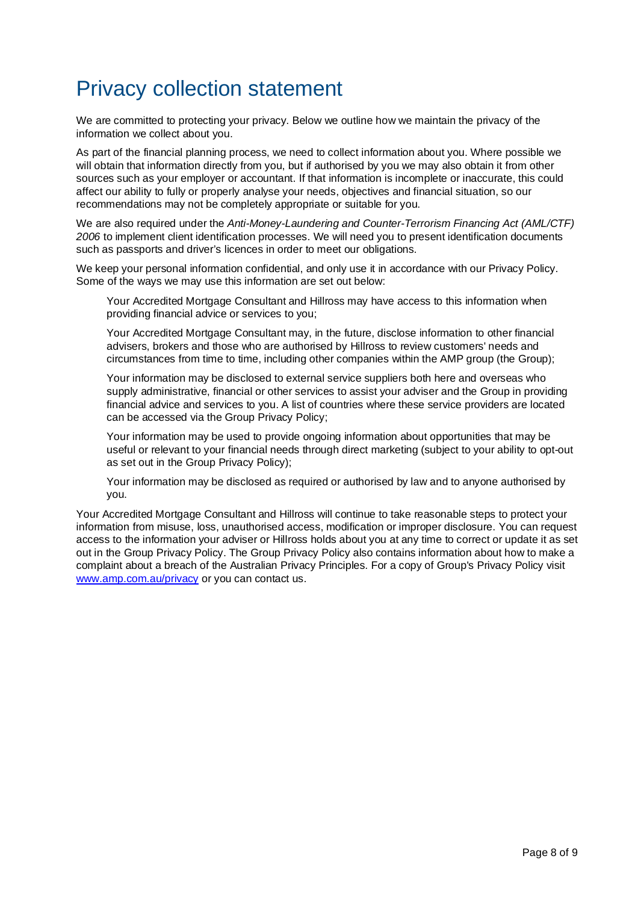# Privacy collection statement

We are committed to protecting your privacy. Below we outline how we maintain the privacy of the information we collect about you.

As part of the financial planning process, we need to collect information about you. Where possible we will obtain that information directly from you, but if authorised by you we may also obtain it from other sources such as your employer or accountant. If that information is incomplete or inaccurate, this could affect our ability to fully or properly analyse your needs, objectives and financial situation, so our recommendations may not be completely appropriate or suitable for you.

We are also required under the *Anti-Money-Laundering and Counter-Terrorism Financing Act (AML/CTF) 2006* to implement client identification processes. We will need you to present identification documents such as passports and driver's licences in order to meet our obligations.

We keep your personal information confidential, and only use it in accordance with our Privacy Policy. Some of the ways we may use this information are set out below:

> Your Accredited Mortgage Consultant and Hillross may have access to this information when providing financial advice or services to you;
>
> Your Accredited Mortgage Consultant may, in the future, disclose information to other financial advisers, brokers and those who are authorised by Hillross to review customers' needs and circumstances from time to time, including other companies within the AMP group (the Group);
>
> Your information may be disclosed to external service suppliers both here and overseas who supply administrative, financial or other services to assist your adviser and the Group in providing financial advice and services to you. A list of countries where these service providers are located can be accessed via the Group Privacy Policy;
>
> Your information may be used to provide ongoing information about opportunities that may be useful or relevant to your financial needs through direct marketing (subject to your ability to opt-out as set out in the Group Privacy Policy);
>
> Your information may be disclosed as required or authorised by law and to anyone authorised by you.

Your Accredited Mortgage Consultant and Hillross will continue to take reasonable steps to protect your information from misuse, loss, unauthorised access, modification or improper disclosure. You can request access to the information your adviser or Hillross holds about you at any time to correct or update it as set out in the Group Privacy Policy. The Group Privacy Policy also contains information about how to make a complaint about a breach of the Australian Privacy Principles. For a copy of Group's Privacy Policy visit [www.amp.com.au/privacy](http://www.amp.com.au/privacy) or you can contact us.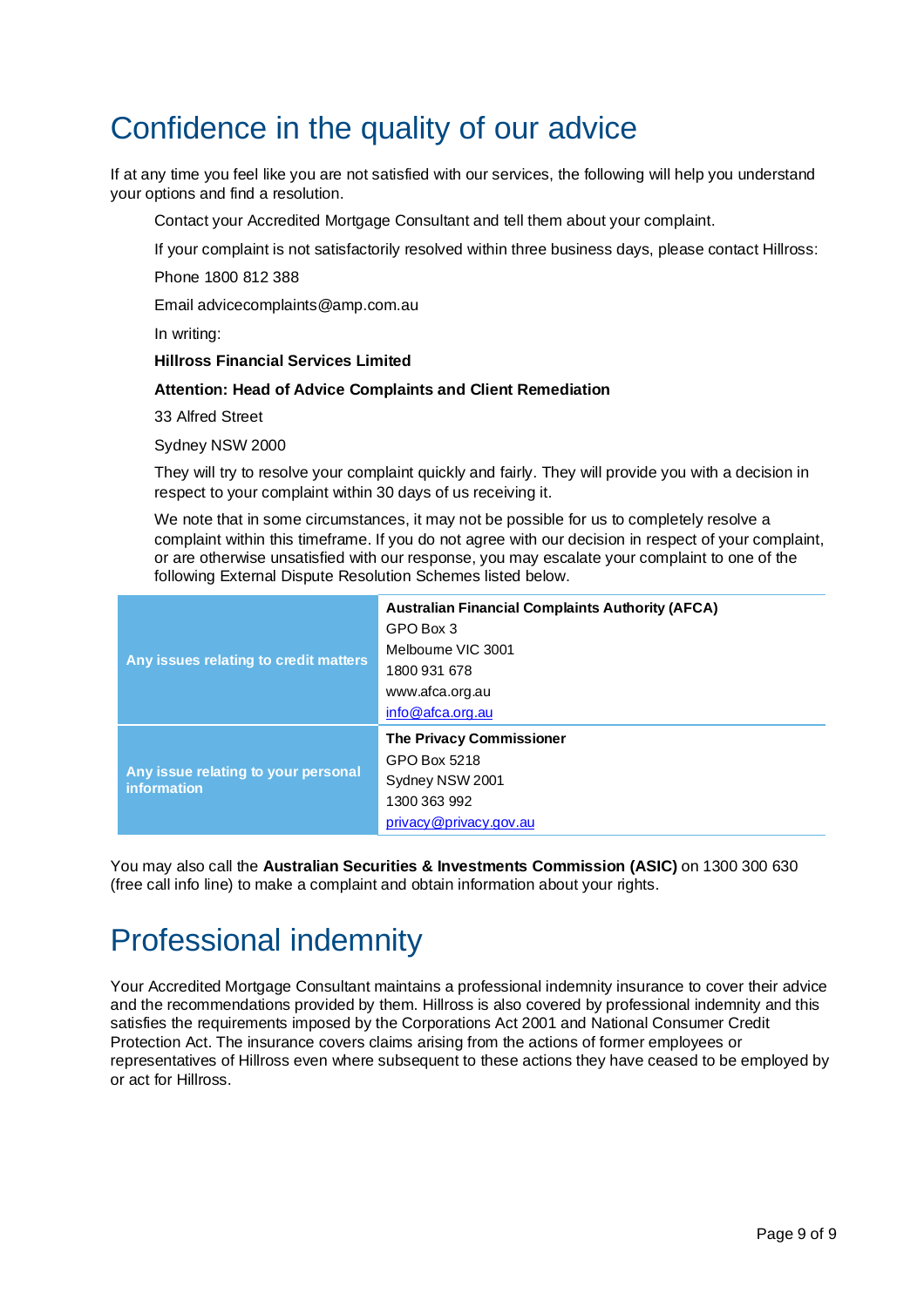# Confidence in the quality of our advice

If at any time you feel like you are not satisfied with our services, the following will help you understand your options and find a resolution.

Contact your Accredited Mortgage Consultant and tell them about your complaint.

If your complaint is not satisfactorily resolved within three business days, please contact Hillross:

Phone 1800 812 388

Email advicecomplaints@amp.com.au

In writing:

**Hillross Financial Services Limited**

**Attention: Head of Advice Complaints and Client Remediation**

33 Alfred Street

Sydney NSW 2000

They will try to resolve your complaint quickly and fairly. They will provide you with a decision in respect to your complaint within 30 days of us receiving it.

We note that in some circumstances, it may not be possible for us to completely resolve a complaint within this timeframe. If you do not agree with our decision in respect of your complaint, or are otherwise unsatisfied with our response, you may escalate your complaint to one of the following External Dispute Resolution Schemes listed below.

| | |
|---|---|
| **Any issues relating to credit matters** | **Australian Financial Complaints Authority (AFCA)**<br>GPO Box 3<br>Melbourne VIC 3001<br>1800 931 678<br>www.afca.org.au<br>info@afca.org.au |
| **Any issue relating to your personal information** | **The Privacy Commissioner**<br>GPO Box 5218<br>Sydney NSW 2001<br>1300 363 992<br>privacy@privacy.gov.au |

You may also call the **Australian Securities & Investments Commission (ASIC)** on 1300 300 630 (free call info line) to make a complaint and obtain information about your rights.

# Professional indemnity

Your Accredited Mortgage Consultant maintains a professional indemnity insurance to cover their advice and the recommendations provided by them. Hillross is also covered by professional indemnity and this satisfies the requirements imposed by the Corporations Act 2001 and National Consumer Credit Protection Act. The insurance covers claims arising from the actions of former employees or representatives of Hillross even where subsequent to these actions they have ceased to be employed by or act for Hillross.